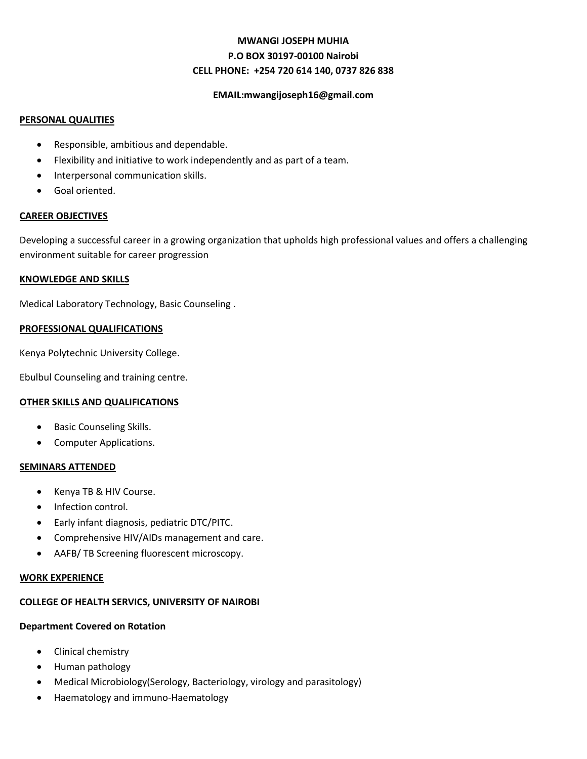**MWANGI JOSEPH MUHIA**

**P.O BOX 30197-00100 Nairobi**

**CELL PHONE: +254 720 614 140, 0737 826 838**

**EMAIL:mwangijoseph16@gmail.com**

## PERSONAL QUALITIES

- Responsible, ambitious and dependable.
- Flexibility and initiative to work independently and as part of a team.
- Interpersonal communication skills.
- Goal oriented.

## CAREER OBJECTIVES

Developing a successful career in a growing organization that upholds high professional values and offers a challenging environment suitable for career progression

## KNOWLEDGE AND SKILLS

Medical Laboratory Technology, Basic Counseling .

## PROFESSIONAL QUALIFICATIONS

Kenya Polytechnic University College.

Ebulbul Counseling and training centre.

## OTHER SKILLS AND QUALIFICATIONS

- Basic Counseling Skills.
- Computer Applications.

## SEMINARS ATTENDED

- Kenya TB & HIV Course.
- Infection control.
- Early infant diagnosis, pediatric DTC/PITC.
- Comprehensive HIV/AIDs management and care.
- AAFB/ TB Screening fluorescent microscopy.

## WORK EXPERIENCE

**COLLEGE OF HEALTH SERVICS, UNIVERSITY OF NAIROBI**

**Department Covered on Rotation**

- Clinical chemistry
- Human pathology
- Medical Microbiology(Serology, Bacteriology, virology and parasitology)
- Haematology and immuno-Haematology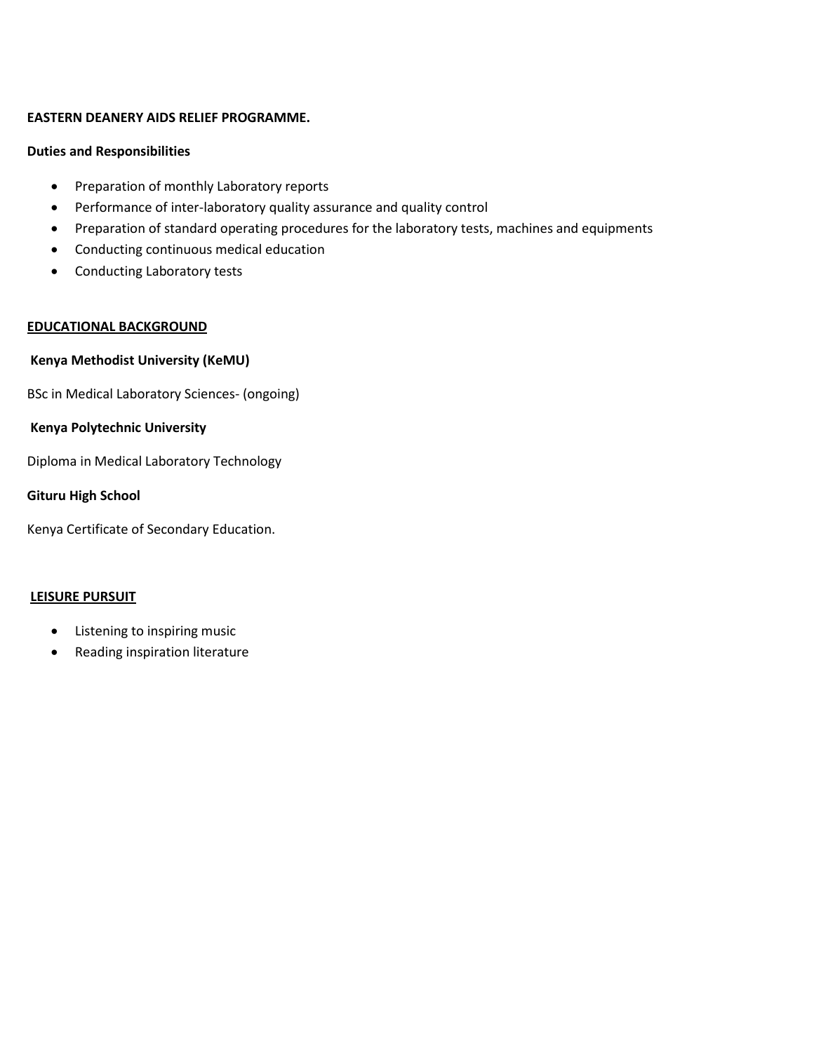**EASTERN DEANERY AIDS RELIEF PROGRAMME.**

**Duties and Responsibilities**

- Preparation of monthly Laboratory reports
- Performance of inter-laboratory quality assurance and quality control
- Preparation of standard operating procedures for the laboratory tests, machines and equipments
- Conducting continuous medical education
- Conducting Laboratory tests

## EDUCATIONAL BACKGROUND

**Kenya Methodist University (KeMU)**

BSc in Medical Laboratory Sciences- (ongoing)

**Kenya Polytechnic University**

Diploma in Medical Laboratory Technology

**Gituru High School**

Kenya Certificate of Secondary Education.

## LEISURE PURSUIT

- Listening to inspiring music
- Reading inspiration literature